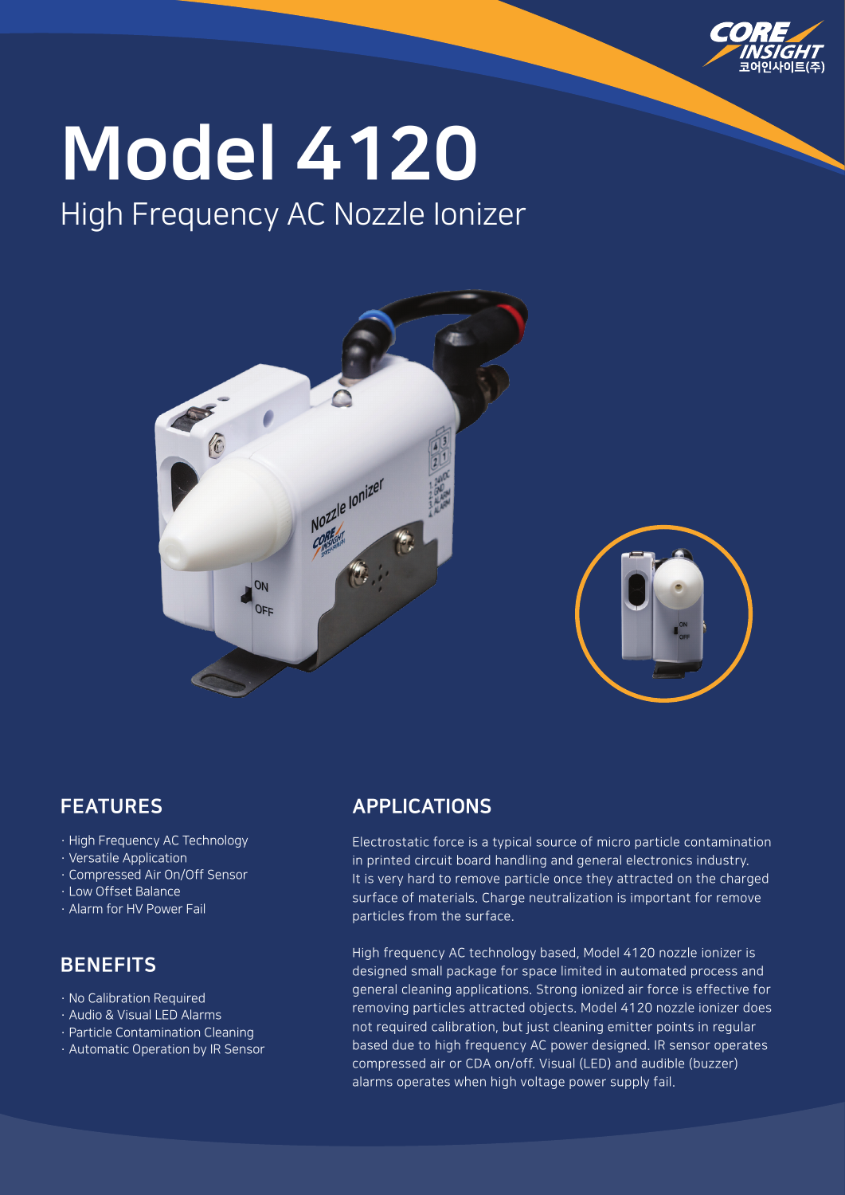# Model 4120

## High Frequency AC Nozzle Ionizer

## FEATURES

- · High Frequency AC Technology
- · Versatile Application
- · Compressed Air On/Off Sensor
- · Low Offset Balance
- · Alarm for HV Power Fail

## BENEFITS

- · No Calibration Required
- · Audio & Visual LED Alarms
- · Particle Contamination Cleaning
- · Automatic Operation by IR Sensor

## APPLICATIONS

Electrostatic force is a typical source of micro particle contamination in printed circuit board handling and general electronics industry. It is very hard to remove particle once they attracted on the charged surface of materials. Charge neutralization is important for remove particles from the surface.

High frequency AC technology based, Model 4120 nozzle ionizer is designed small package for space limited in automated process and general cleaning applications. Strong ionized air force is effective for removing particles attracted objects. Model 4120 nozzle ionizer does not required calibration, but just cleaning emitter points in regular based due to high frequency AC power designed. IR sensor operates compressed air or CDA on/off. Visual (LED) and audible (buzzer) alarms operates when high voltage power supply fail.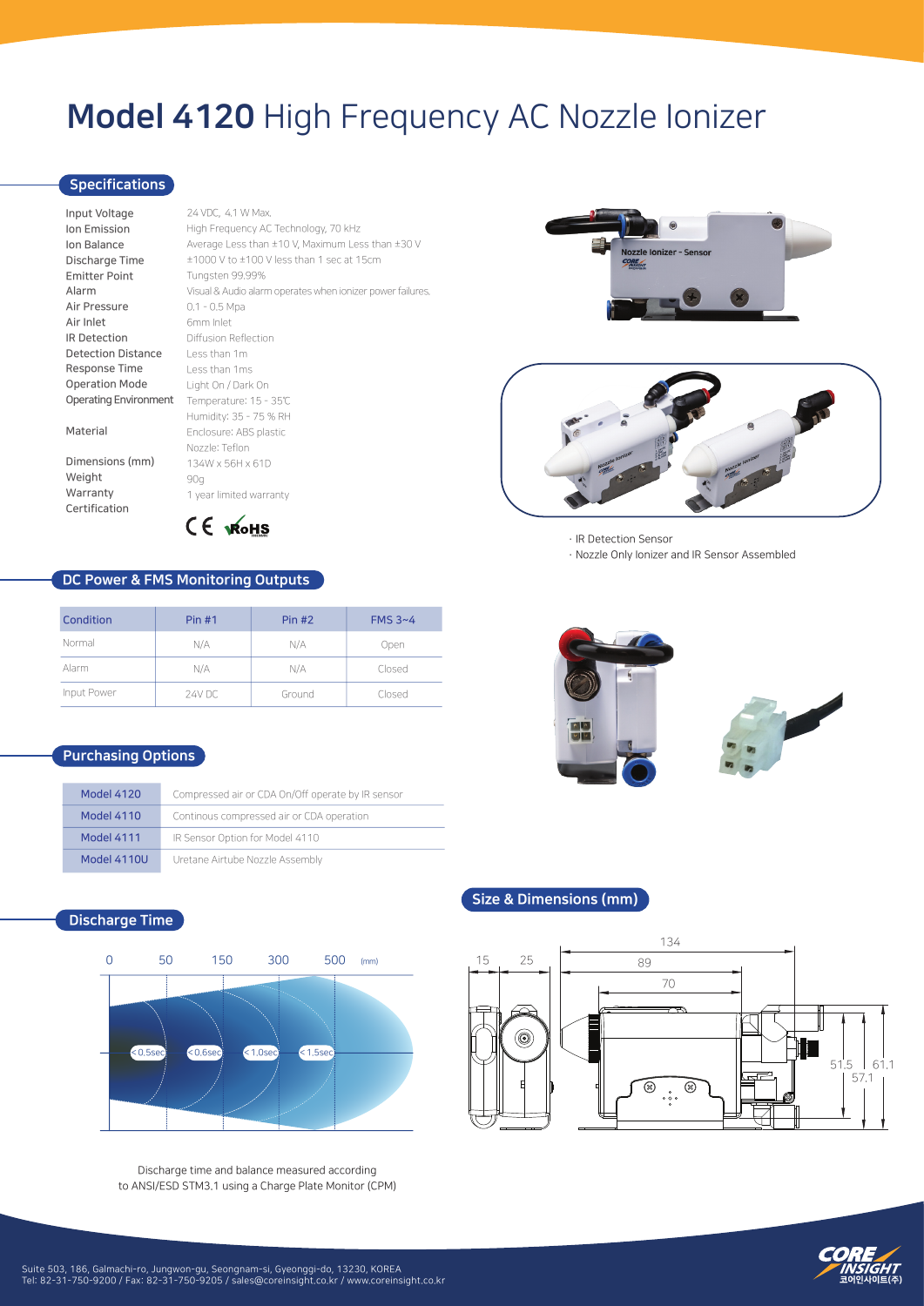# Model 4120 High Frequency AC Nozzle Ionizer

## Specifications

| | |
|---|---|
| Input Voltage | 24 VDC, 4.1 W Max. |
| Ion Emission | High Frequency AC Technology, 70 kHz |
| Ion Balance | Average Less than ±10 V, Maximum Less than ±30 V |
| Discharge Time | ±1000 V to ±100 V less than 1 sec at 15cm |
| Emitter Point | Tungsten 99.99% |
| Alarm | Visual & Audio alarm operates when ionizer power failures. |
| Air Pressure | 0.1 - 0.5 Mpa |
| Air Inlet | 6mm Inlet |
| IR Detection | Diffusion Reflection |
| Detection Distance | Less than 1m |
| Response Time | Less than 1ms |
| Operation Mode | Light On / Dark On |
| Operating Environment | Temperature: 15 - 35℃<br>Humidity: 35 - 75 % RH |
| Material | Enclosure: ABS plastic<br>Nozzle: Teflon |
| Dimensions (mm) | 134W x 56H x 61D |
| Weight | 90g |
| Warranty | 1 year limited warranty |
| Certification | CE RoHS |

· IR Detection Sensor
· Nozzle Only Ionizer and IR Sensor Assembled

## DC Power & FMS Monitoring Outputs

| Condition | Pin #1 | Pin #2 | FMS 3~4 |
|---|---|---|---|
| Normal | N/A | N/A | Open |
| Alarm | N/A | N/A | Closed |
| Input Power | 24V DC | Ground | Closed |

## Purchasing Options

| | |
|---|---|
| Model 4120 | Compressed air or CDA On/Off operate by IR sensor |
| Model 4110 | Continous compressed air or CDA operation |
| Model 4111 | IR Sensor Option for Model 4110 |
| Model 4110U | Uretane Airtube Nozzle Assembly |

## Discharge Time

0 50 150 300 500 (mm)
<0.5sec <0.6sec <1.0sec <1.5sec

Discharge time and balance measured according to ANSI/ESD STM3.1 using a Charge Plate Monitor (CPM)

## Size & Dimensions (mm)

134
15 25 89
70
51.5 61.1
57.1

Suite 503, 186, Galmachi-ro, Jungwon-gu, Seongnam-si, Gyeonggi-do, 13230, KOREA
Tel: 82-31-750-9200 / Fax: 82-31-750-9205 / sales@coreinsight.co.kr / www.coreinsight.co.kr

CORE INSIGHT 코어인사이트(주)